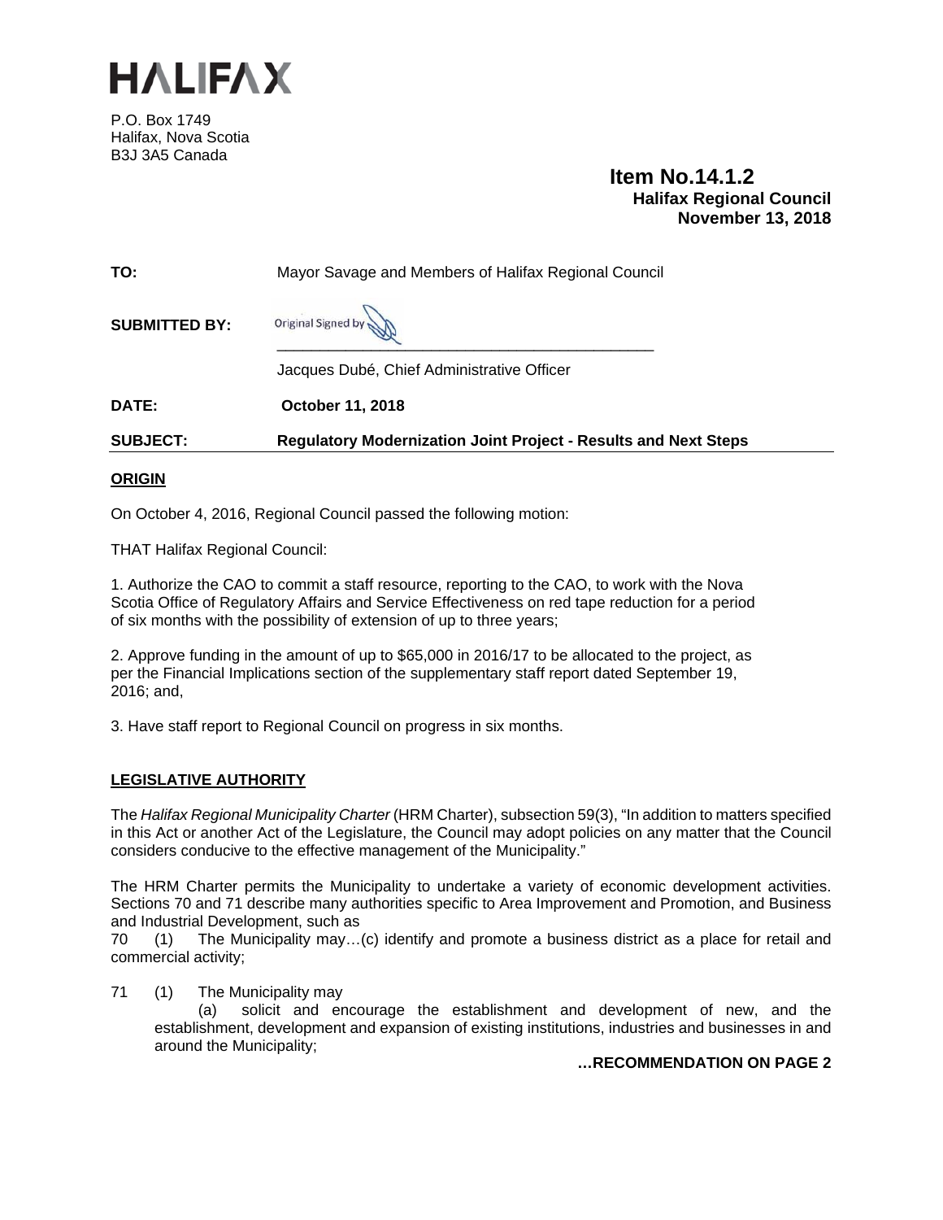HALIFAX

P.O. Box 1749
Halifax, Nova Scotia
B3J 3A5 Canada

**Item No.14.1.2**
**Halifax Regional Council**
**November 13, 2018**

**TO:** Mayor Savage and Members of Halifax Regional Council

**SUBMITTED BY:** Original Signed by

Jacques Dubé, Chief Administrative Officer

**DATE:** **October 11, 2018**

**SUBJECT:** **Regulatory Modernization Joint Project - Results and Next Steps**

## ORIGIN

On October 4, 2016, Regional Council passed the following motion:

THAT Halifax Regional Council:

1. Authorize the CAO to commit a staff resource, reporting to the CAO, to work with the Nova Scotia Office of Regulatory Affairs and Service Effectiveness on red tape reduction for a period of six months with the possibility of extension of up to three years;

2. Approve funding in the amount of up to $65,000 in 2016/17 to be allocated to the project, as per the Financial Implications section of the supplementary staff report dated September 19, 2016; and,

3. Have staff report to Regional Council on progress in six months.

## LEGISLATIVE AUTHORITY

The *Halifax Regional Municipality Charter* (HRM Charter), subsection 59(3), "In addition to matters specified in this Act or another Act of the Legislature, the Council may adopt policies on any matter that the Council considers conducive to the effective management of the Municipality."

The HRM Charter permits the Municipality to undertake a variety of economic development activities. Sections 70 and 71 describe many authorities specific to Area Improvement and Promotion, and Business and Industrial Development, such as

70 (1) The Municipality may…(c) identify and promote a business district as a place for retail and commercial activity;

71 (1) The Municipality may

(a) solicit and encourage the establishment and development of new, and the establishment, development and expansion of existing institutions, industries and businesses in and around the Municipality;

**…RECOMMENDATION ON PAGE 2**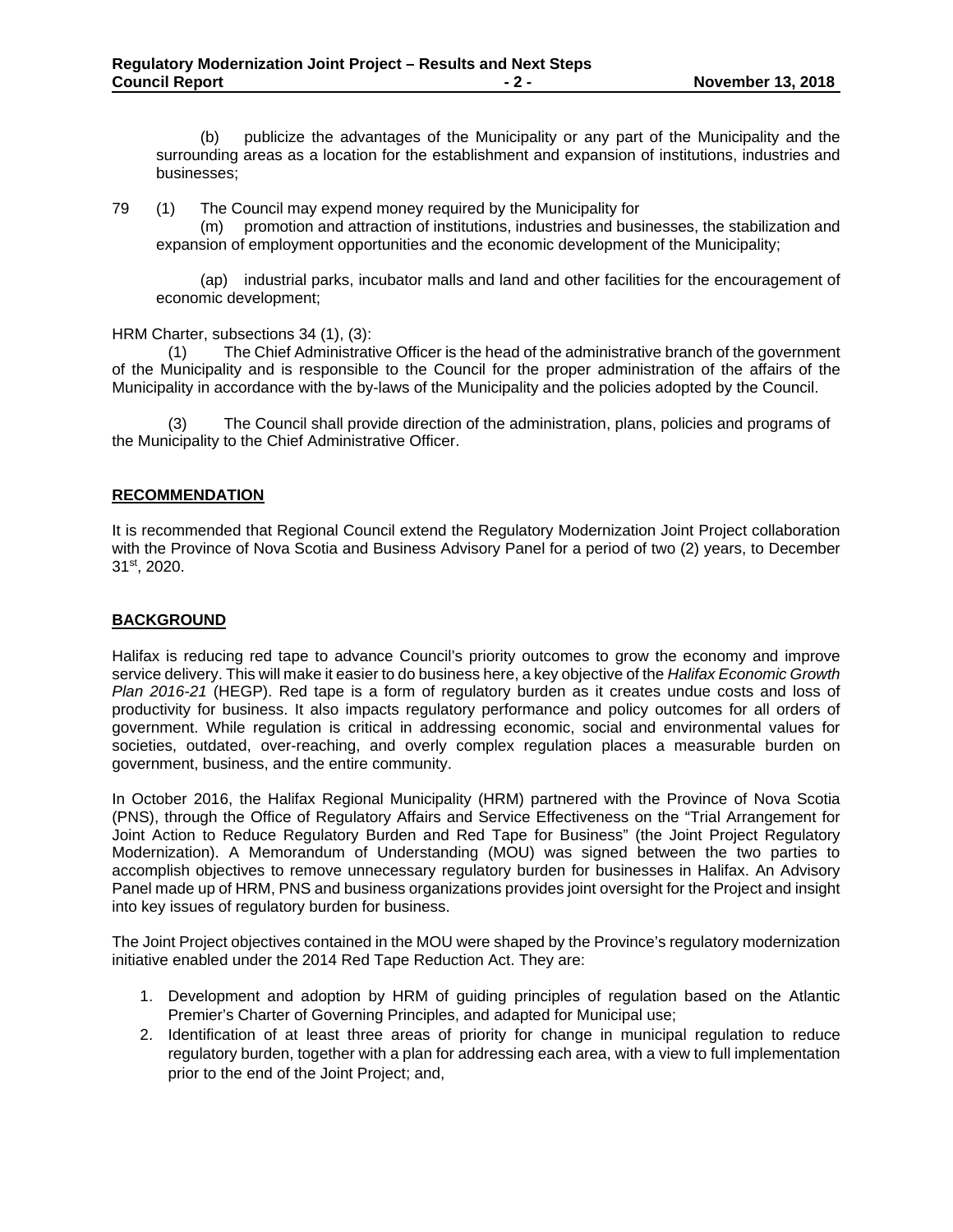(b) publicize the advantages of the Municipality or any part of the Municipality and the surrounding areas as a location for the establishment and expansion of institutions, industries and businesses;

79 (1) The Council may expend money required by the Municipality for

(m) promotion and attraction of institutions, industries and businesses, the stabilization and expansion of employment opportunities and the economic development of the Municipality;

(ap) industrial parks, incubator malls and land and other facilities for the encouragement of economic development;

HRM Charter, subsections 34 (1), (3):

(1) The Chief Administrative Officer is the head of the administrative branch of the government of the Municipality and is responsible to the Council for the proper administration of the affairs of the Municipality in accordance with the by-laws of the Municipality and the policies adopted by the Council.

(3) The Council shall provide direction of the administration, plans, policies and programs of the Municipality to the Chief Administrative Officer.

## RECOMMENDATION

It is recommended that Regional Council extend the Regulatory Modernization Joint Project collaboration with the Province of Nova Scotia and Business Advisory Panel for a period of two (2) years, to December 31st, 2020.

## BACKGROUND

Halifax is reducing red tape to advance Council's priority outcomes to grow the economy and improve service delivery. This will make it easier to do business here, a key objective of the *Halifax Economic Growth Plan 2016-21* (HEGP). Red tape is a form of regulatory burden as it creates undue costs and loss of productivity for business. It also impacts regulatory performance and policy outcomes for all orders of government. While regulation is critical in addressing economic, social and environmental values for societies, outdated, over-reaching, and overly complex regulation places a measurable burden on government, business, and the entire community.

In October 2016, the Halifax Regional Municipality (HRM) partnered with the Province of Nova Scotia (PNS), through the Office of Regulatory Affairs and Service Effectiveness on the "Trial Arrangement for Joint Action to Reduce Regulatory Burden and Red Tape for Business" (the Joint Project Regulatory Modernization). A Memorandum of Understanding (MOU) was signed between the two parties to accomplish objectives to remove unnecessary regulatory burden for businesses in Halifax. An Advisory Panel made up of HRM, PNS and business organizations provides joint oversight for the Project and insight into key issues of regulatory burden for business.

The Joint Project objectives contained in the MOU were shaped by the Province's regulatory modernization initiative enabled under the 2014 Red Tape Reduction Act. They are:

1. Development and adoption by HRM of guiding principles of regulation based on the Atlantic Premier's Charter of Governing Principles, and adapted for Municipal use;
2. Identification of at least three areas of priority for change in municipal regulation to reduce regulatory burden, together with a plan for addressing each area, with a view to full implementation prior to the end of the Joint Project; and,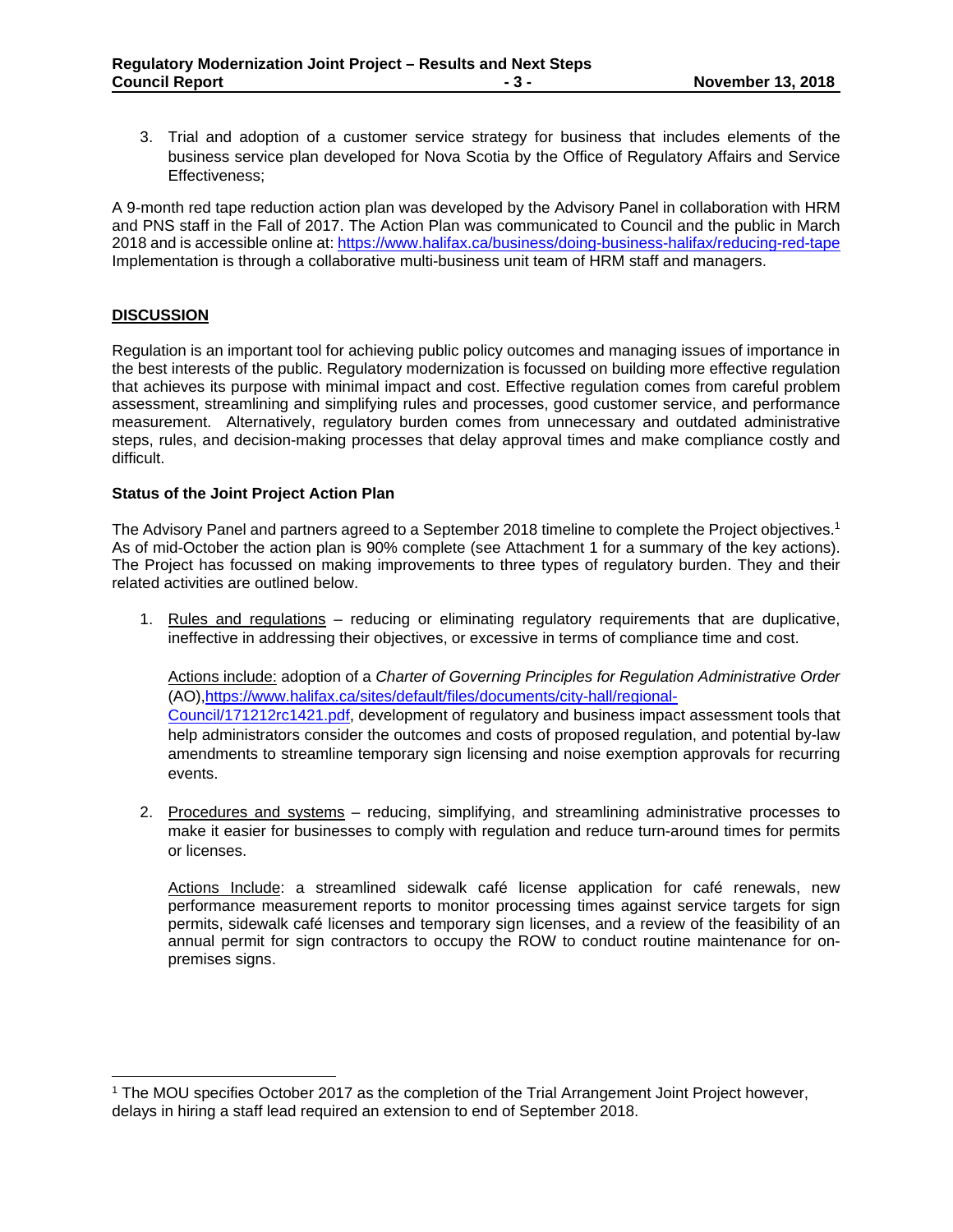3. Trial and adoption of a customer service strategy for business that includes elements of the business service plan developed for Nova Scotia by the Office of Regulatory Affairs and Service Effectiveness;

A 9-month red tape reduction action plan was developed by the Advisory Panel in collaboration with HRM and PNS staff in the Fall of 2017. The Action Plan was communicated to Council and the public in March 2018 and is accessible online at: https://www.halifax.ca/business/doing-business-halifax/reducing-red-tape Implementation is through a collaborative multi-business unit team of HRM staff and managers.

## DISCUSSION

Regulation is an important tool for achieving public policy outcomes and managing issues of importance in the best interests of the public. Regulatory modernization is focussed on building more effective regulation that achieves its purpose with minimal impact and cost. Effective regulation comes from careful problem assessment, streamlining and simplifying rules and processes, good customer service, and performance measurement. Alternatively, regulatory burden comes from unnecessary and outdated administrative steps, rules, and decision-making processes that delay approval times and make compliance costly and difficult.

### Status of the Joint Project Action Plan

The Advisory Panel and partners agreed to a September 2018 timeline to complete the Project objectives.[1] As of mid-October the action plan is 90% complete (see Attachment 1 for a summary of the key actions). The Project has focussed on making improvements to three types of regulatory burden. They and their related activities are outlined below.

1. Rules and regulations – reducing or eliminating regulatory requirements that are duplicative, ineffective in addressing their objectives, or excessive in terms of compliance time and cost.

   Actions include: adoption of a *Charter of Governing Principles for Regulation Administrative Order* (AO), https://www.halifax.ca/sites/default/files/documents/city-hall/regional-Council/171212rc1421.pdf, development of regulatory and business impact assessment tools that help administrators consider the outcomes and costs of proposed regulation, and potential by-law amendments to streamline temporary sign licensing and noise exemption approvals for recurring events.

2. Procedures and systems – reducing, simplifying, and streamlining administrative processes to make it easier for businesses to comply with regulation and reduce turn-around times for permits or licenses.

   Actions Include: a streamlined sidewalk café license application for café renewals, new performance measurement reports to monitor processing times against service targets for sign permits, sidewalk café licenses and temporary sign licenses, and a review of the feasibility of an annual permit for sign contractors to occupy the ROW to conduct routine maintenance for on-premises signs.

---

[1] The MOU specifies October 2017 as the completion of the Trial Arrangement Joint Project however, delays in hiring a staff lead required an extension to end of September 2018.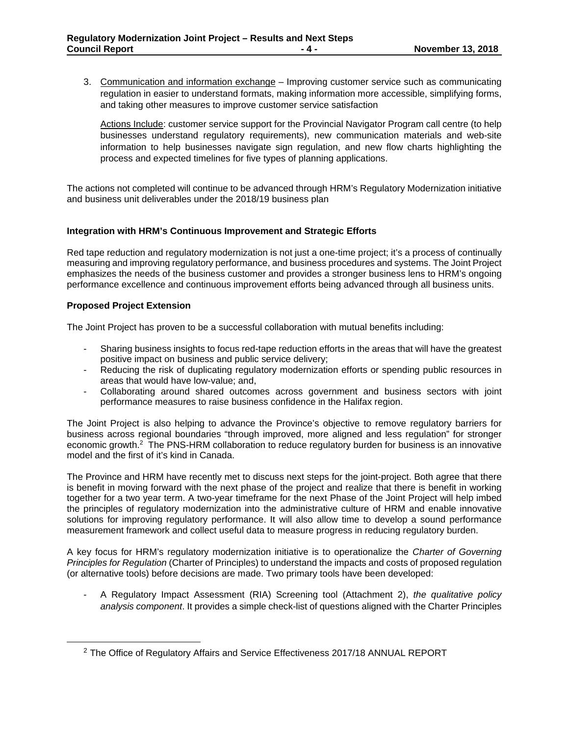3. Communication and information exchange – Improving customer service such as communicating regulation in easier to understand formats, making information more accessible, simplifying forms, and taking other measures to improve customer service satisfaction

   Actions Include: customer service support for the Provincial Navigator Program call centre (to help businesses understand regulatory requirements), new communication materials and web-site information to help businesses navigate sign regulation, and new flow charts highlighting the process and expected timelines for five types of planning applications.

The actions not completed will continue to be advanced through HRM's Regulatory Modernization initiative and business unit deliverables under the 2018/19 business plan

**Integration with HRM's Continuous Improvement and Strategic Efforts**

Red tape reduction and regulatory modernization is not just a one-time project; it's a process of continually measuring and improving regulatory performance, and business procedures and systems. The Joint Project emphasizes the needs of the business customer and provides a stronger business lens to HRM's ongoing performance excellence and continuous improvement efforts being advanced through all business units.

**Proposed Project Extension**

The Joint Project has proven to be a successful collaboration with mutual benefits including:

- Sharing business insights to focus red-tape reduction efforts in the areas that will have the greatest positive impact on business and public service delivery;
- Reducing the risk of duplicating regulatory modernization efforts or spending public resources in areas that would have low-value; and,
- Collaborating around shared outcomes across government and business sectors with joint performance measures to raise business confidence in the Halifax region.

The Joint Project is also helping to advance the Province's objective to remove regulatory barriers for business across regional boundaries "through improved, more aligned and less regulation" for stronger economic growth.[2] The PNS-HRM collaboration to reduce regulatory burden for business is an innovative model and the first of it's kind in Canada.

The Province and HRM have recently met to discuss next steps for the joint-project. Both agree that there is benefit in moving forward with the next phase of the project and realize that there is benefit in working together for a two year term. A two-year timeframe for the next Phase of the Joint Project will help imbed the principles of regulatory modernization into the administrative culture of HRM and enable innovative solutions for improving regulatory performance. It will also allow time to develop a sound performance measurement framework and collect useful data to measure progress in reducing regulatory burden.

A key focus for HRM's regulatory modernization initiative is to operationalize the *Charter of Governing Principles for Regulation* (Charter of Principles) to understand the impacts and costs of proposed regulation (or alternative tools) before decisions are made. Two primary tools have been developed:

- A Regulatory Impact Assessment (RIA) Screening tool (Attachment 2), *the qualitative policy analysis component*. It provides a simple check-list of questions aligned with the Charter Principles

[2] The Office of Regulatory Affairs and Service Effectiveness 2017/18 ANNUAL REPORT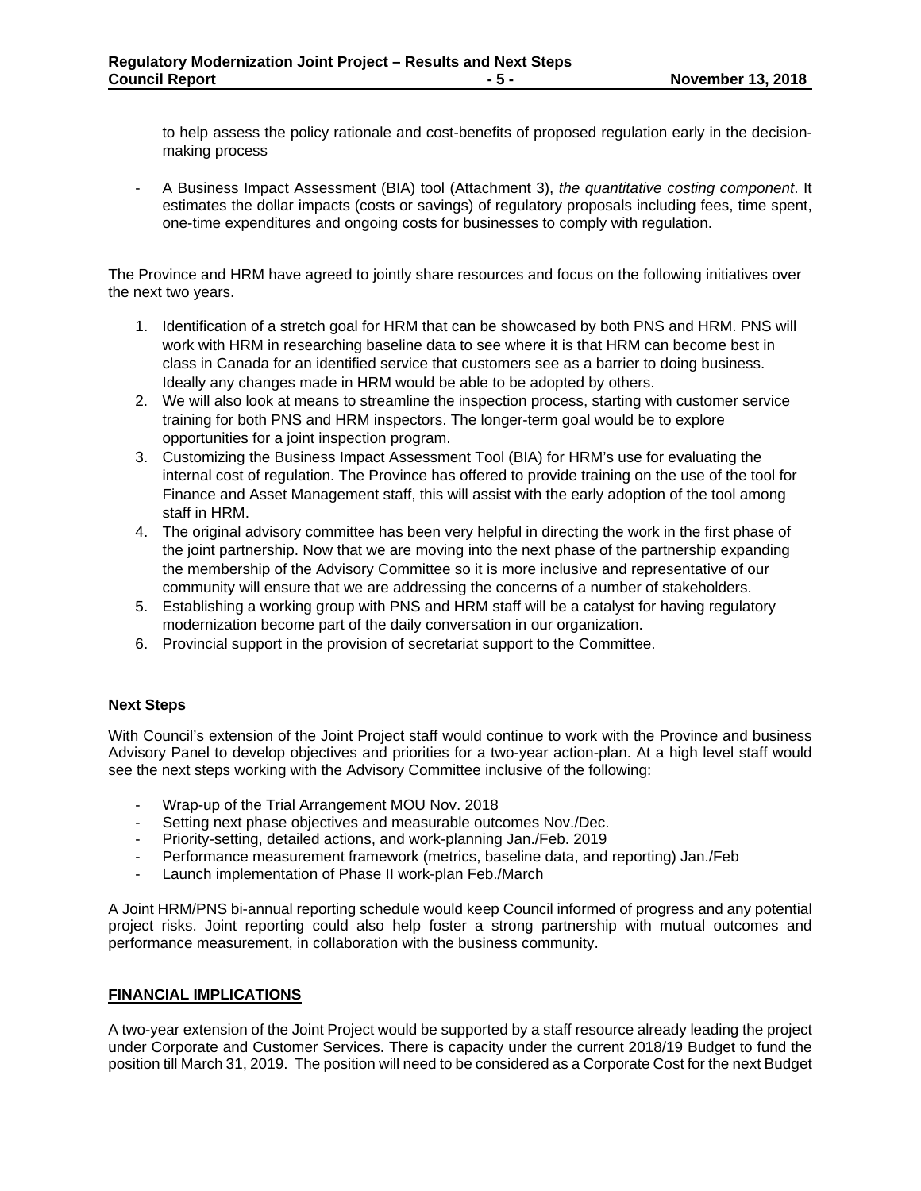to help assess the policy rationale and cost-benefits of proposed regulation early in the decision-making process

- A Business Impact Assessment (BIA) tool (Attachment 3), *the quantitative costing component*. It estimates the dollar impacts (costs or savings) of regulatory proposals including fees, time spent, one-time expenditures and ongoing costs for businesses to comply with regulation.

The Province and HRM have agreed to jointly share resources and focus on the following initiatives over the next two years.

1. Identification of a stretch goal for HRM that can be showcased by both PNS and HRM. PNS will work with HRM in researching baseline data to see where it is that HRM can become best in class in Canada for an identified service that customers see as a barrier to doing business. Ideally any changes made in HRM would be able to be adopted by others.
2. We will also look at means to streamline the inspection process, starting with customer service training for both PNS and HRM inspectors. The longer-term goal would be to explore opportunities for a joint inspection program.
3. Customizing the Business Impact Assessment Tool (BIA) for HRM's use for evaluating the internal cost of regulation. The Province has offered to provide training on the use of the tool for Finance and Asset Management staff, this will assist with the early adoption of the tool among staff in HRM.
4. The original advisory committee has been very helpful in directing the work in the first phase of the joint partnership. Now that we are moving into the next phase of the partnership expanding the membership of the Advisory Committee so it is more inclusive and representative of our community will ensure that we are addressing the concerns of a number of stakeholders.
5. Establishing a working group with PNS and HRM staff will be a catalyst for having regulatory modernization become part of the daily conversation in our organization.
6. Provincial support in the provision of secretariat support to the Committee.

**Next Steps**

With Council's extension of the Joint Project staff would continue to work with the Province and business Advisory Panel to develop objectives and priorities for a two-year action-plan. At a high level staff would see the next steps working with the Advisory Committee inclusive of the following:

- Wrap-up of the Trial Arrangement MOU Nov. 2018
- Setting next phase objectives and measurable outcomes Nov./Dec.
- Priority-setting, detailed actions, and work-planning Jan./Feb. 2019
- Performance measurement framework (metrics, baseline data, and reporting) Jan./Feb
- Launch implementation of Phase II work-plan Feb./March

A Joint HRM/PNS bi-annual reporting schedule would keep Council informed of progress and any potential project risks. Joint reporting could also help foster a strong partnership with mutual outcomes and performance measurement, in collaboration with the business community.

## FINANCIAL IMPLICATIONS

A two-year extension of the Joint Project would be supported by a staff resource already leading the project under Corporate and Customer Services. There is capacity under the current 2018/19 Budget to fund the position till March 31, 2019. The position will need to be considered as a Corporate Cost for the next Budget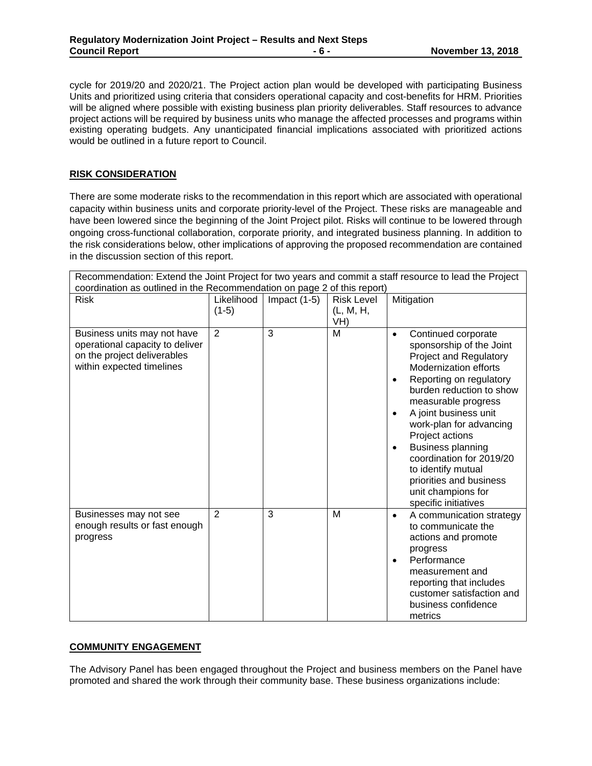cycle for 2019/20 and 2020/21. The Project action plan would be developed with participating Business Units and prioritized using criteria that considers operational capacity and cost-benefits for HRM. Priorities will be aligned where possible with existing business plan priority deliverables. Staff resources to advance project actions will be required by business units who manage the affected processes and programs within existing operating budgets. Any unanticipated financial implications associated with prioritized actions would be outlined in a future report to Council.

## RISK CONSIDERATION

There are some moderate risks to the recommendation in this report which are associated with operational capacity within business units and corporate priority-level of the Project. These risks are manageable and have been lowered since the beginning of the Joint Project pilot. Risks will continue to be lowered through ongoing cross-functional collaboration, corporate priority, and integrated business planning. In addition to the risk considerations below, other implications of approving the proposed recommendation are contained in the discussion section of this report.

| Recommendation: Extend the Joint Project for two years and commit a staff resource to lead the Project coordination as outlined in the Recommendation on page 2 of this report) | | | | |
|---|---|---|---|---|
| Risk | Likelihood (1-5) | Impact (1-5) | Risk Level (L, M, H, VH) | Mitigation |
| Business units may not have operational capacity to deliver on the project deliverables within expected timelines | 2 | 3 | M | • Continued corporate sponsorship of the Joint Project and Regulatory Modernization efforts<br>• Reporting on regulatory burden reduction to show measurable progress<br>• A joint business unit work-plan for advancing Project actions<br>• Business planning coordination for 2019/20 to identify mutual priorities and business unit champions for specific initiatives |
| Businesses may not see enough results or fast enough progress | 2 | 3 | M | • A communication strategy to communicate the actions and promote progress<br>• Performance measurement and reporting that includes customer satisfaction and business confidence metrics |

## COMMUNITY ENGAGEMENT

The Advisory Panel has been engaged throughout the Project and business members on the Panel have promoted and shared the work through their community base. These business organizations include: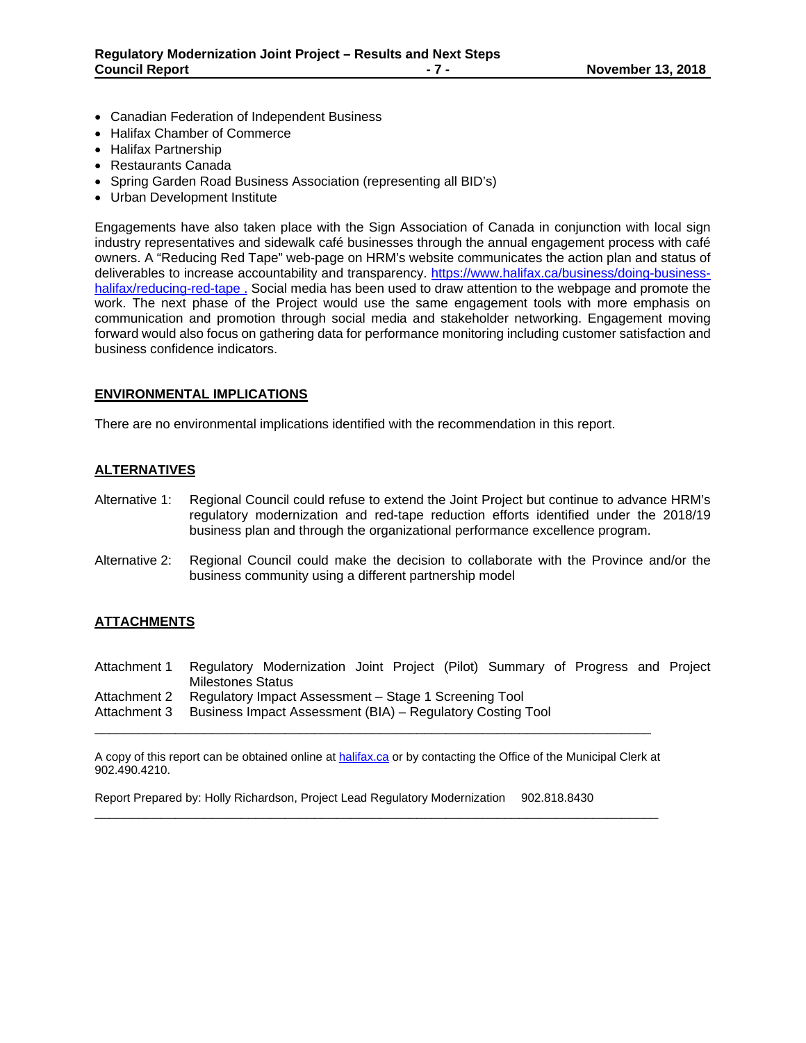- Canadian Federation of Independent Business
- Halifax Chamber of Commerce
- Halifax Partnership
- Restaurants Canada
- Spring Garden Road Business Association (representing all BID's)
- Urban Development Institute

Engagements have also taken place with the Sign Association of Canada in conjunction with local sign industry representatives and sidewalk café businesses through the annual engagement process with café owners. A "Reducing Red Tape" web-page on HRM's website communicates the action plan and status of deliverables to increase accountability and transparency. https://www.halifax.ca/business/doing-business-halifax/reducing-red-tape . Social media has been used to draw attention to the webpage and promote the work. The next phase of the Project would use the same engagement tools with more emphasis on communication and promotion through social media and stakeholder networking. Engagement moving forward would also focus on gathering data for performance monitoring including customer satisfaction and business confidence indicators.

## ENVIRONMENTAL IMPLICATIONS

There are no environmental implications identified with the recommendation in this report.

## ALTERNATIVES

Alternative 1: Regional Council could refuse to extend the Joint Project but continue to advance HRM's regulatory modernization and red-tape reduction efforts identified under the 2018/19 business plan and through the organizational performance excellence program.

Alternative 2: Regional Council could make the decision to collaborate with the Province and/or the business community using a different partnership model

## ATTACHMENTS

Attachment 1 Regulatory Modernization Joint Project (Pilot) Summary of Progress and Project Milestones Status

Attachment 2 Regulatory Impact Assessment – Stage 1 Screening Tool

Attachment 3 Business Impact Assessment (BIA) – Regulatory Costing Tool

---

A copy of this report can be obtained online at halifax.ca or by contacting the Office of the Municipal Clerk at 902.490.4210.

Report Prepared by: Holly Richardson, Project Lead Regulatory Modernization 902.818.8430

---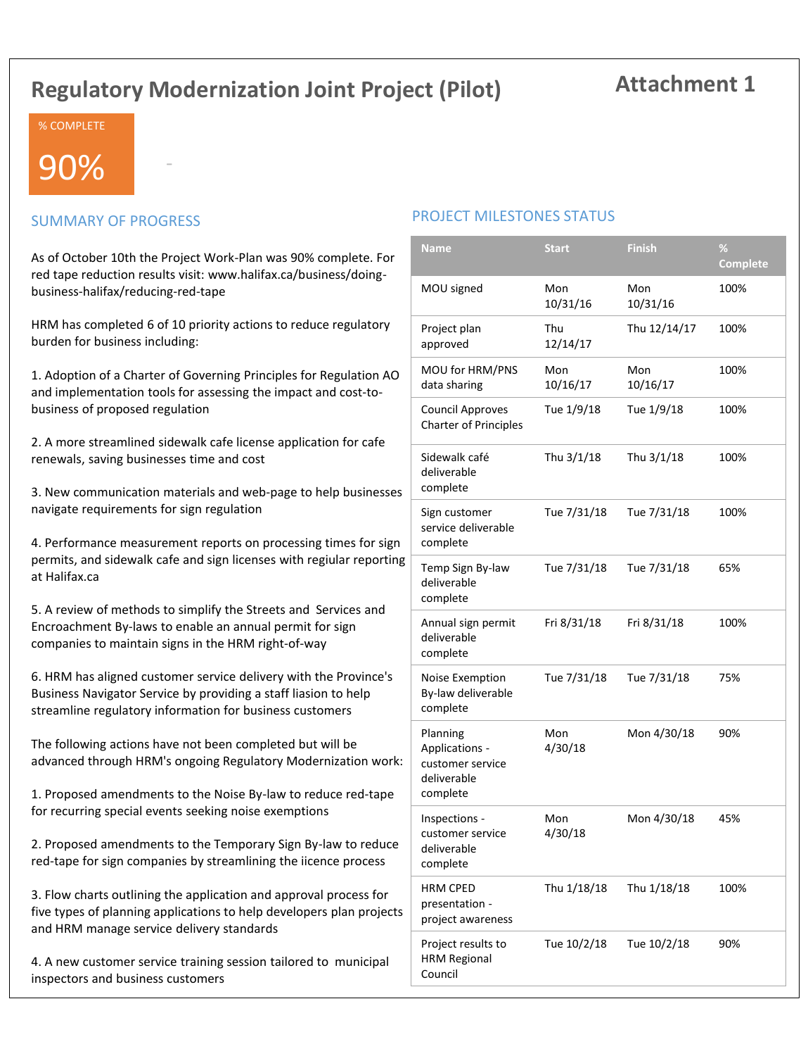# Regulatory Modernization Joint Project (Pilot)

**Attachment 1**

% COMPLETE

**90%**

## SUMMARY OF PROGRESS

As of October 10th the Project Work-Plan was 90% complete. For red tape reduction results visit: www.halifax.ca/business/doing-business-halifax/reducing-red-tape

HRM has completed 6 of 10 priority actions to reduce regulatory burden for business including:

1. Adoption of a Charter of Governing Principles for Regulation AO and implementation tools for assessing the impact and cost-to-business of proposed regulation

2. A more streamlined sidewalk cafe license application for cafe renewals, saving businesses time and cost

3. New communication materials and web-page to help businesses navigate requirements for sign regulation

4. Performance measurement reports on processing times for sign permits, and sidewalk cafe and sign licenses with regiular reporting at Halifax.ca

5. A review of methods to simplify the Streets and Services and Encroachment By-laws to enable an annual permit for sign companies to maintain signs in the HRM right-of-way

6. HRM has aligned customer service delivery with the Province's Business Navigator Service by providing a staff liasion to help streamline regulatory information for business customers

The following actions have not been completed but will be advanced through HRM's ongoing Regulatory Modernization work:

1. Proposed amendments to the Noise By-law to reduce red-tape for recurring special events seeking noise exemptions

2. Proposed amendments to the Temporary Sign By-law to reduce red-tape for sign companies by streamlining the iicence process

3. Flow charts outlining the application and approval process for five types of planning applications to help developers plan projects and HRM manage service delivery standards

4. A new customer service training session tailored to municipal inspectors and business customers

## PROJECT MILESTONES STATUS

| Name | Start | Finish | % Complete |
|---|---|---|---|
| MOU signed | Mon 10/31/16 | Mon 10/31/16 | 100% |
| Project plan approved | Thu 12/14/17 | Thu 12/14/17 | 100% |
| MOU for HRM/PNS data sharing | Mon 10/16/17 | Mon 10/16/17 | 100% |
| Council Approves Charter of Principles | Tue 1/9/18 | Tue 1/9/18 | 100% |
| Sidewalk café deliverable complete | Thu 3/1/18 | Thu 3/1/18 | 100% |
| Sign customer service deliverable complete | Tue 7/31/18 | Tue 7/31/18 | 100% |
| Temp Sign By-law deliverable complete | Tue 7/31/18 | Tue 7/31/18 | 65% |
| Annual sign permit deliverable complete | Fri 8/31/18 | Fri 8/31/18 | 100% |
| Noise Exemption By-law deliverable complete | Tue 7/31/18 | Tue 7/31/18 | 75% |
| Planning Applications - customer service deliverable complete | Mon 4/30/18 | Mon 4/30/18 | 90% |
| Inspections - customer service deliverable complete | Mon 4/30/18 | Mon 4/30/18 | 45% |
| HRM CPED presentation - project awareness | Thu 1/18/18 | Thu 1/18/18 | 100% |
| Project results to HRM Regional Council | Tue 10/2/18 | Tue 10/2/18 | 90% |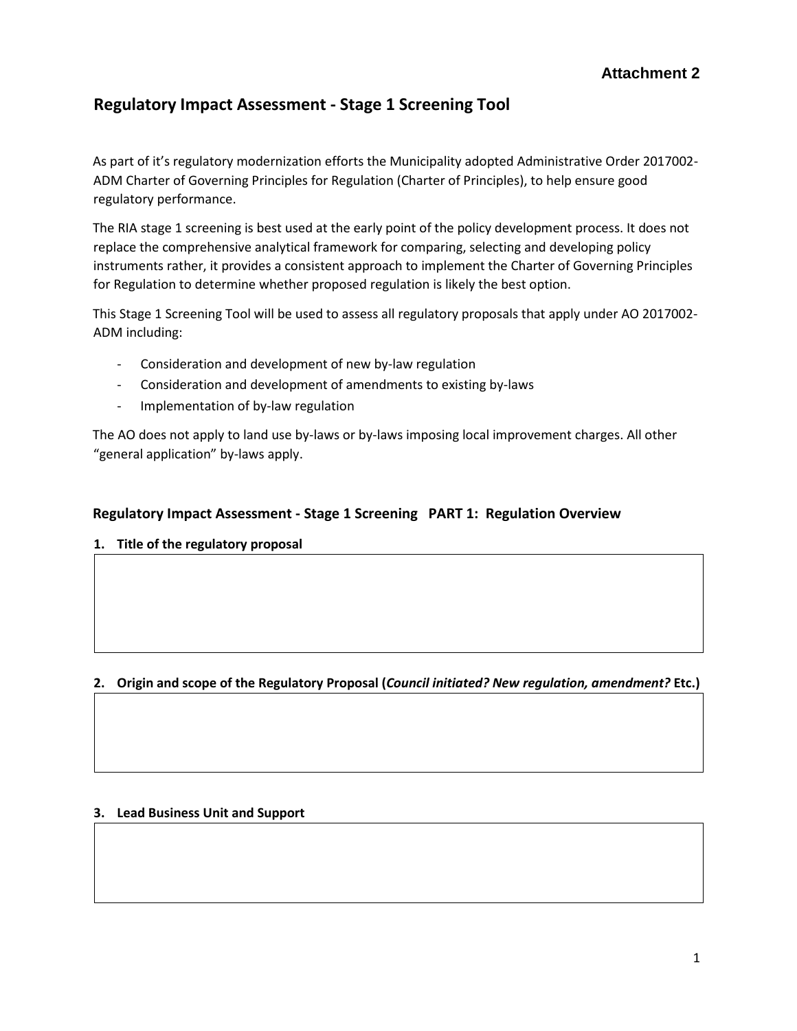**Attachment 2**

# Regulatory Impact Assessment - Stage 1 Screening Tool

As part of it's regulatory modernization efforts the Municipality adopted Administrative Order 2017002-ADM Charter of Governing Principles for Regulation (Charter of Principles), to help ensure good regulatory performance.

The RIA stage 1 screening is best used at the early point of the policy development process. It does not replace the comprehensive analytical framework for comparing, selecting and developing policy instruments rather, it provides a consistent approach to implement the Charter of Governing Principles for Regulation to determine whether proposed regulation is likely the best option.

This Stage 1 Screening Tool will be used to assess all regulatory proposals that apply under AO 2017002-ADM including:

- Consideration and development of new by-law regulation
- Consideration and development of amendments to existing by-laws
- Implementation of by-law regulation

The AO does not apply to land use by-laws or by-laws imposing local improvement charges. All other "general application" by-laws apply.

## Regulatory Impact Assessment - Stage 1 Screening PART 1: Regulation Overview

**1. Title of the regulatory proposal**

|   |
|---|
|   |

**2. Origin and scope of the Regulatory Proposal (*Council initiated? New regulation, amendment?* Etc.)**

|   |
|---|
|   |

**3. Lead Business Unit and Support**

|   |
|---|
|   |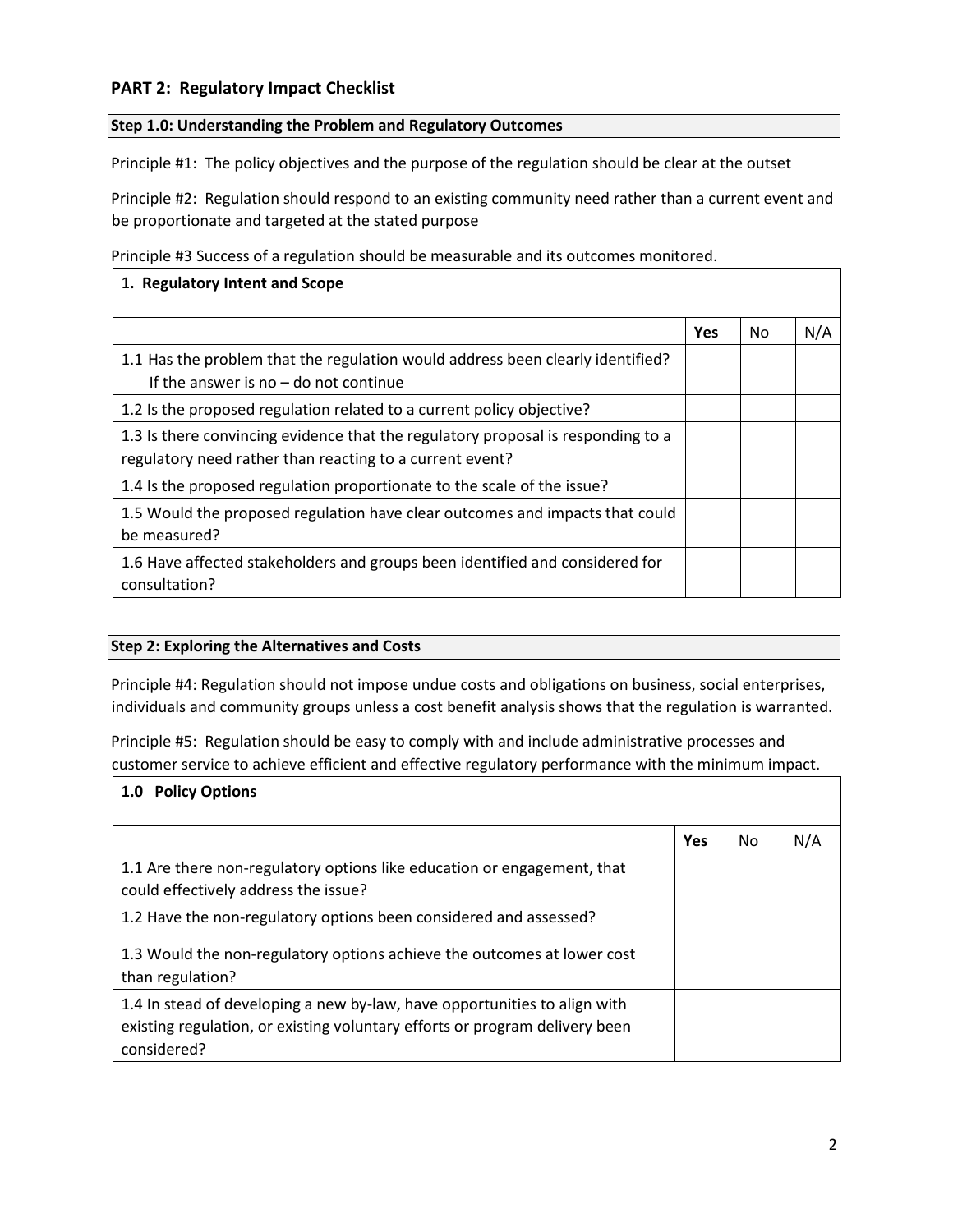## PART 2: Regulatory Impact Checklist

### Step 1.0: Understanding the Problem and Regulatory Outcomes

Principle #1: The policy objectives and the purpose of the regulation should be clear at the outset

Principle #2: Regulation should respond to an existing community need rather than a current event and be proportionate and targeted at the stated purpose

Principle #3 Success of a regulation should be measurable and its outcomes monitored.

| 1. **Regulatory Intent and Scope** | | | |
|---|---|---|---|
| | **Yes** | No | N/A |
| 1.1 Has the problem that the regulation would address been clearly identified? If the answer is no – do not continue | | | |
| 1.2 Is the proposed regulation related to a current policy objective? | | | |
| 1.3 Is there convincing evidence that the regulatory proposal is responding to a regulatory need rather than reacting to a current event? | | | |
| 1.4 Is the proposed regulation proportionate to the scale of the issue? | | | |
| 1.5 Would the proposed regulation have clear outcomes and impacts that could be measured? | | | |
| 1.6 Have affected stakeholders and groups been identified and considered for consultation? | | | |

### Step 2: Exploring the Alternatives and Costs

Principle #4: Regulation should not impose undue costs and obligations on business, social enterprises, individuals and community groups unless a cost benefit analysis shows that the regulation is warranted.

Principle #5: Regulation should be easy to comply with and include administrative processes and customer service to achieve efficient and effective regulatory performance with the minimum impact.

| **1.0 Policy Options** | | | |
|---|---|---|---|
| | **Yes** | No | N/A |
| 1.1 Are there non-regulatory options like education or engagement, that could effectively address the issue? | | | |
| 1.2 Have the non-regulatory options been considered and assessed? | | | |
| 1.3 Would the non-regulatory options achieve the outcomes at lower cost than regulation? | | | |
| 1.4 In stead of developing a new by-law, have opportunities to align with existing regulation, or existing voluntary efforts or program delivery been considered? | | | |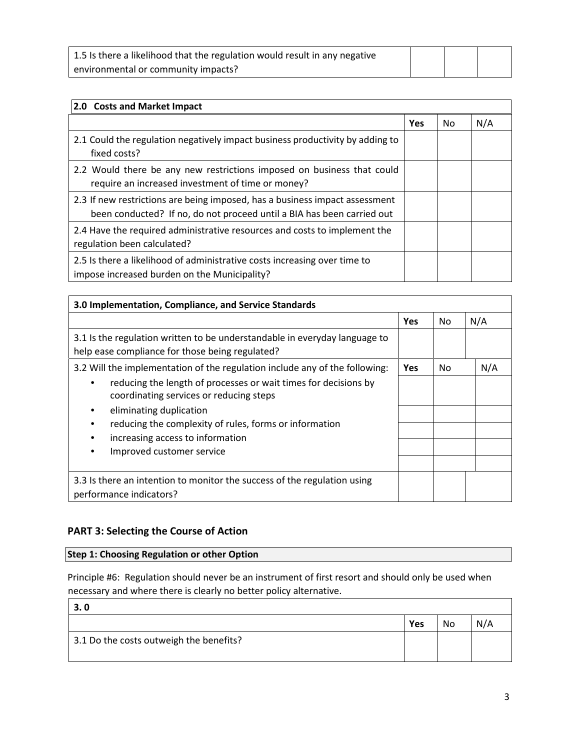| 1.5 Is there a likelihood that the regulation would result in any negative environmental or community impacts? | | | |
|---|---|---|---|

| **2.0 Costs and Market Impact** | | | |
|---|---|---|---|
| | **Yes** | No | N/A |
| 2.1 Could the regulation negatively impact business productivity by adding to fixed costs? | | | |
| 2.2 Would there be any new restrictions imposed on business that could require an increased investment of time or money? | | | |
| 2.3 If new restrictions are being imposed, has a business impact assessment been conducted? If no, do not proceed until a BIA has been carried out | | | |
| 2.4 Have the required administrative resources and costs to implement the regulation been calculated? | | | |
| 2.5 Is there a likelihood of administrative costs increasing over time to impose increased burden on the Municipality? | | | |

| **3.0 Implementation, Compliance, and Service Standards** | | | |
|---|---|---|---|
| | **Yes** | No | N/A |
| 3.1 Is the regulation written to be understandable in everyday language to help ease compliance for those being regulated? | | | |
| 3.2 Will the implementation of the regulation include any of the following: | **Yes** | No | N/A |
| • reducing the length of processes or wait times for decisions by coordinating services or reducing steps | | | |
| • eliminating duplication | | | |
| • reducing the complexity of rules, forms or information | | | |
| • increasing access to information | | | |
| • Improved customer service | | | |
| 3.3 Is there an intention to monitor the success of the regulation using performance indicators? | | | |

## PART 3: Selecting the Course of Action

**Step 1: Choosing Regulation or other Option**

Principle #6: Regulation should never be an instrument of first resort and should only be used when necessary and where there is clearly no better policy alternative.

| **3. 0** | | | |
|---|---|---|---|
| | **Yes** | No | N/A |
| 3.1 Do the costs outweigh the benefits? | | | |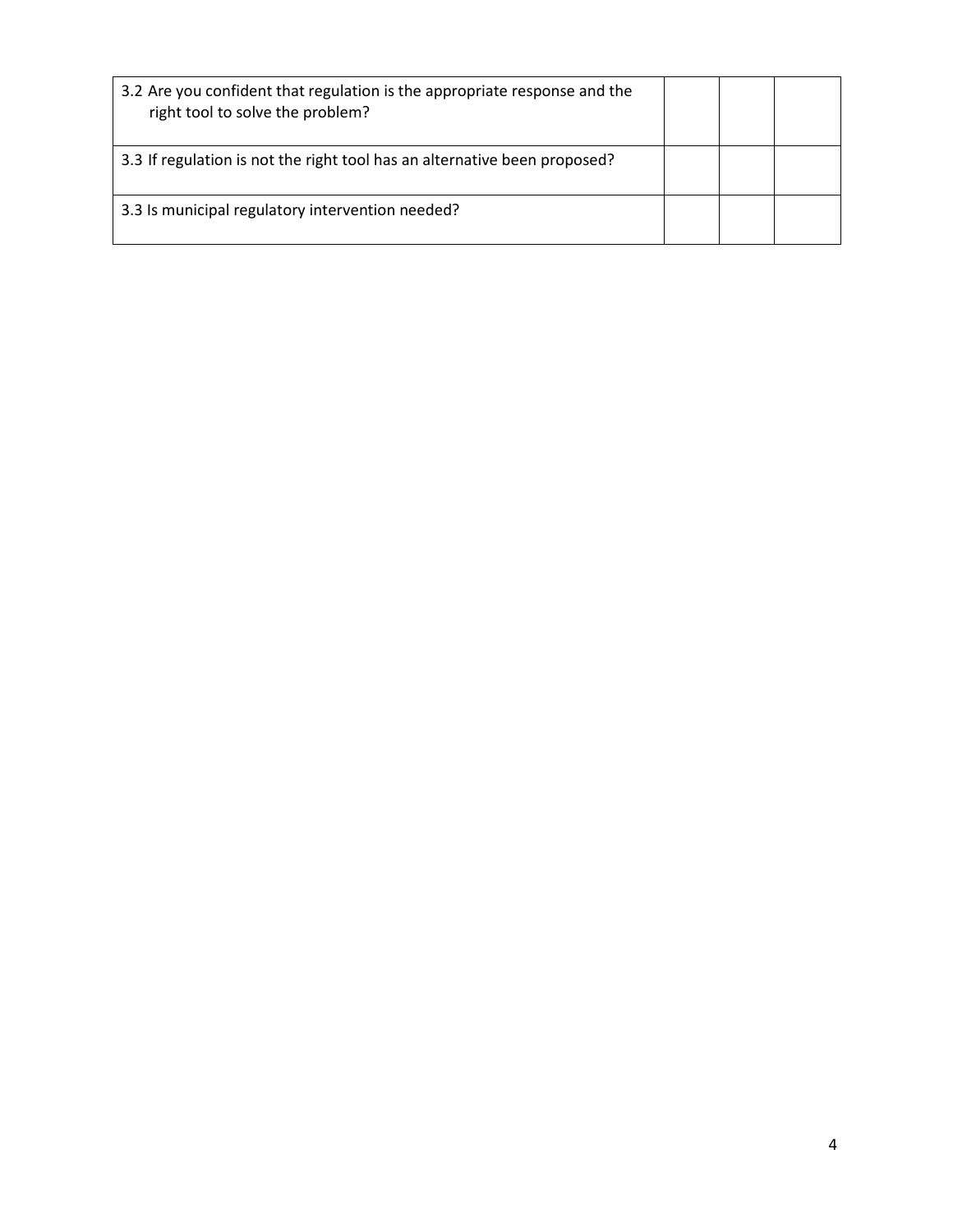| | | | |
|---|---|---|---|
| 3.2 Are you confident that regulation is the appropriate response and the right tool to solve the problem? | | | |
| 3.3 If regulation is not the right tool has an alternative been proposed? | | | |
| 3.3 Is municipal regulatory intervention needed? | | | |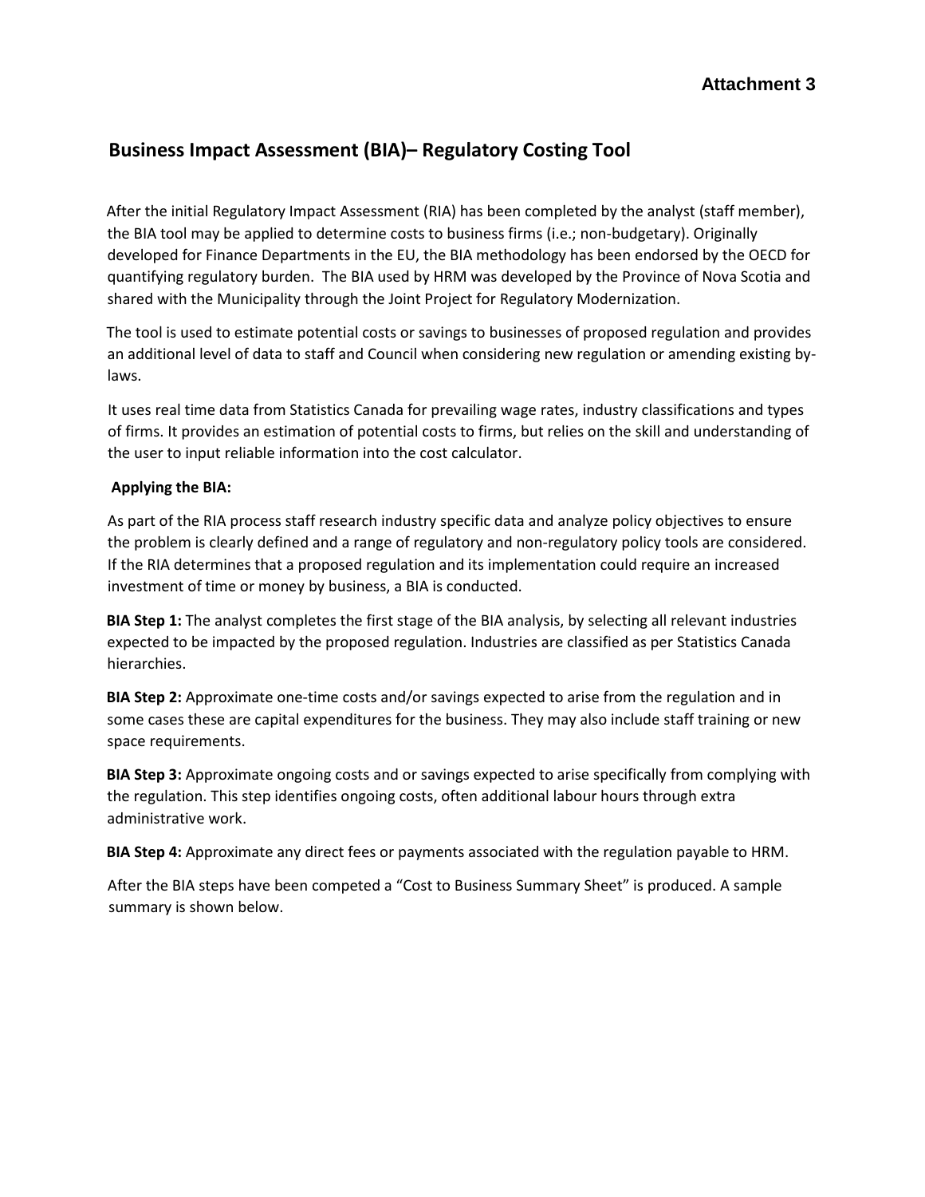**Attachment 3**

## Business Impact Assessment (BIA)– Regulatory Costing Tool

After the initial Regulatory Impact Assessment (RIA) has been completed by the analyst (staff member), the BIA tool may be applied to determine costs to business firms (i.e.; non-budgetary). Originally developed for Finance Departments in the EU, the BIA methodology has been endorsed by the OECD for quantifying regulatory burden. The BIA used by HRM was developed by the Province of Nova Scotia and shared with the Municipality through the Joint Project for Regulatory Modernization.

The tool is used to estimate potential costs or savings to businesses of proposed regulation and provides an additional level of data to staff and Council when considering new regulation or amending existing by-laws.

It uses real time data from Statistics Canada for prevailing wage rates, industry classifications and types of firms. It provides an estimation of potential costs to firms, but relies on the skill and understanding of the user to input reliable information into the cost calculator.

**Applying the BIA:**

As part of the RIA process staff research industry specific data and analyze policy objectives to ensure the problem is clearly defined and a range of regulatory and non-regulatory policy tools are considered. If the RIA determines that a proposed regulation and its implementation could require an increased investment of time or money by business, a BIA is conducted.

**BIA Step 1:** The analyst completes the first stage of the BIA analysis, by selecting all relevant industries expected to be impacted by the proposed regulation. Industries are classified as per Statistics Canada hierarchies.

**BIA Step 2:** Approximate one-time costs and/or savings expected to arise from the regulation and in some cases these are capital expenditures for the business. They may also include staff training or new space requirements.

**BIA Step 3:** Approximate ongoing costs and or savings expected to arise specifically from complying with the regulation. This step identifies ongoing costs, often additional labour hours through extra administrative work.

**BIA Step 4:** Approximate any direct fees or payments associated with the regulation payable to HRM.

After the BIA steps have been competed a "Cost to Business Summary Sheet" is produced. A sample summary is shown below.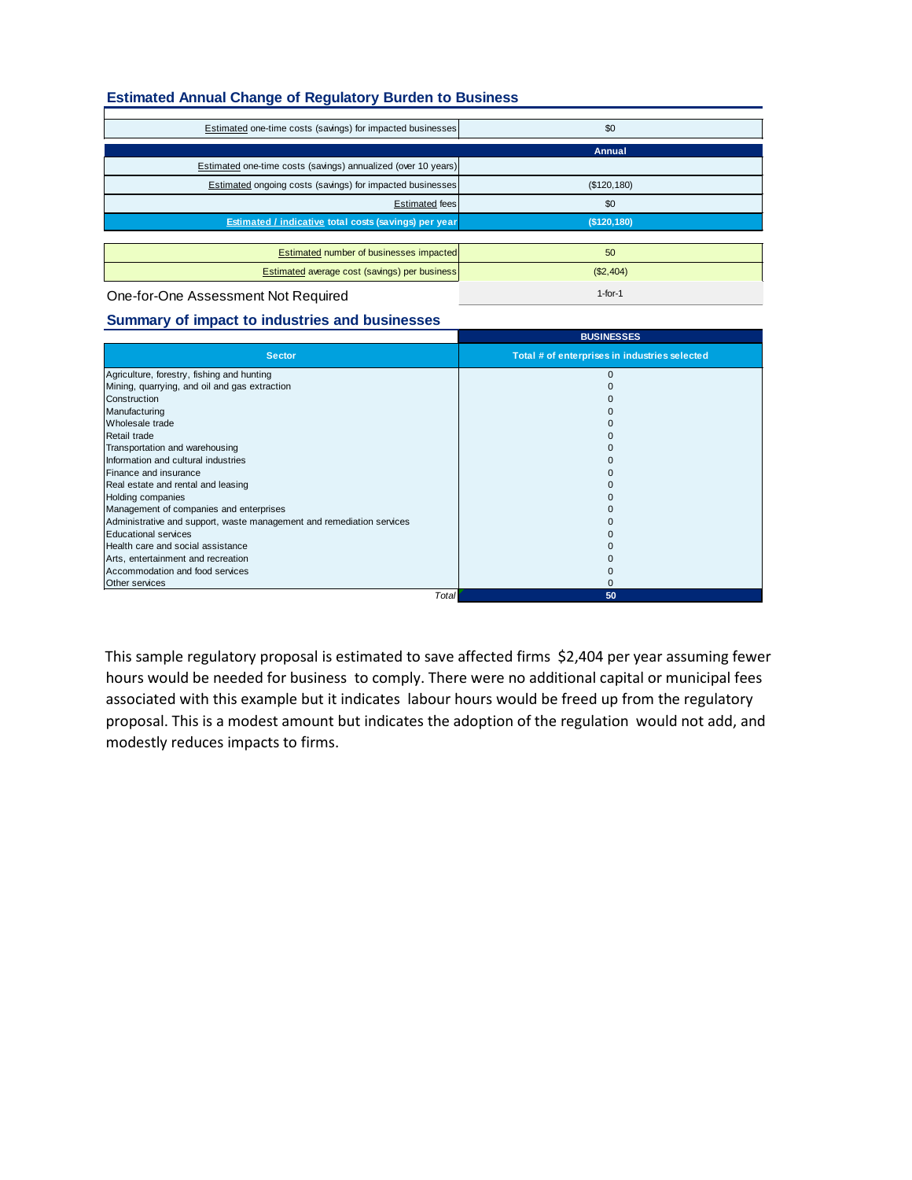## Estimated Annual Change of Regulatory Burden to Business

| | |
|---|---|
| Estimated one-time costs (savings) for impacted businesses | $0 |
| | **Annual** |
| Estimated one-time costs (savings) annualized (over 10 years) | |
| Estimated ongoing costs (savings) for impacted businesses | ($120,180) |
| Estimated fees | $0 |
| **Estimated / indicative total costs (savings) per year** | **($120,180)** |
| Estimated number of businesses impacted | 50 |
| Estimated average cost (savings) per business | ($2,404) |
| One-for-One Assessment Not Required | 1-for-1 |

## Summary of impact to industries and businesses

| | BUSINESSES |
|---|---|
| **Sector** | **Total # of enterprises in industries selected** |
| Agriculture, forestry, fishing and hunting | 0 |
| Mining, quarrying, and oil and gas extraction | 0 |
| Construction | 0 |
| Manufacturing | 0 |
| Wholesale trade | 0 |
| Retail trade | 0 |
| Transportation and warehousing | 0 |
| Information and cultural industries | 0 |
| Finance and insurance | 0 |
| Real estate and rental and leasing | 0 |
| Holding companies | 0 |
| Management of companies and enterprises | 0 |
| Administrative and support, waste management and remediation services | 0 |
| Educational services | 0 |
| Health care and social assistance | 0 |
| Arts, entertainment and recreation | 0 |
| Accommodation and food services | 0 |
| Other services | 0 |
| *Total* | **50** |

This sample regulatory proposal is estimated to save affected firms $2,404 per year assuming fewer hours would be needed for business to comply. There were no additional capital or municipal fees associated with this example but it indicates labour hours would be freed up from the regulatory proposal. This is a modest amount but indicates the adoption of the regulation would not add, and modestly reduces impacts to firms.